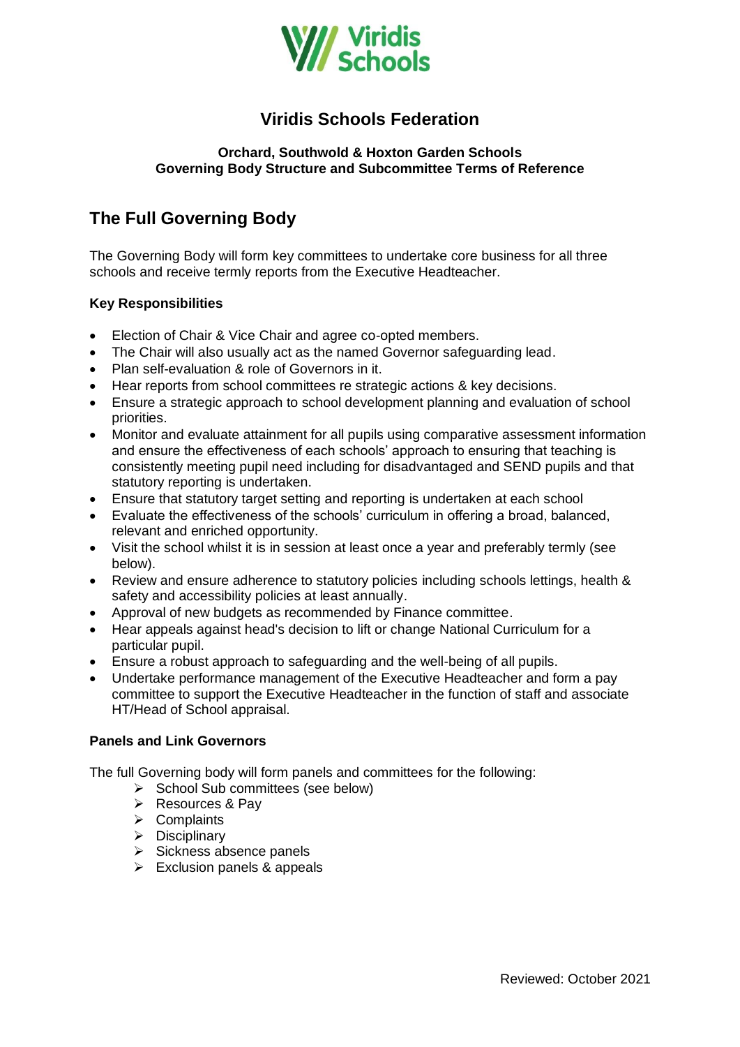# Viridis Schools Federation

**Orchard, Southwold & Hoxton Garden Schools**
**Governing Body Structure and Subcommittee Terms of Reference**

## The Full Governing Body

The Governing Body will form key committees to undertake core business for all three schools and receive termly reports from the Executive Headteacher.

### Key Responsibilities

- Election of Chair & Vice Chair and agree co-opted members.
- The Chair will also usually act as the named Governor safeguarding lead.
- Plan self-evaluation & role of Governors in it.
- Hear reports from school committees re strategic actions & key decisions.
- Ensure a strategic approach to school development planning and evaluation of school priorities.
- Monitor and evaluate attainment for all pupils using comparative assessment information and ensure the effectiveness of each schools' approach to ensuring that teaching is consistently meeting pupil need including for disadvantaged and SEND pupils and that statutory reporting is undertaken.
- Ensure that statutory target setting and reporting is undertaken at each school
- Evaluate the effectiveness of the schools' curriculum in offering a broad, balanced, relevant and enriched opportunity.
- Visit the school whilst it is in session at least once a year and preferably termly (see below).
- Review and ensure adherence to statutory policies including schools lettings, health & safety and accessibility policies at least annually.
- Approval of new budgets as recommended by Finance committee.
- Hear appeals against head's decision to lift or change National Curriculum for a particular pupil.
- Ensure a robust approach to safeguarding and the well-being of all pupils.
- Undertake performance management of the Executive Headteacher and form a pay committee to support the Executive Headteacher in the function of staff and associate HT/Head of School appraisal.

### Panels and Link Governors

The full Governing body will form panels and committees for the following:

- School Sub committees (see below)
- Resources & Pay
- Complaints
- Disciplinary
- Sickness absence panels
- Exclusion panels & appeals

Reviewed: October 2021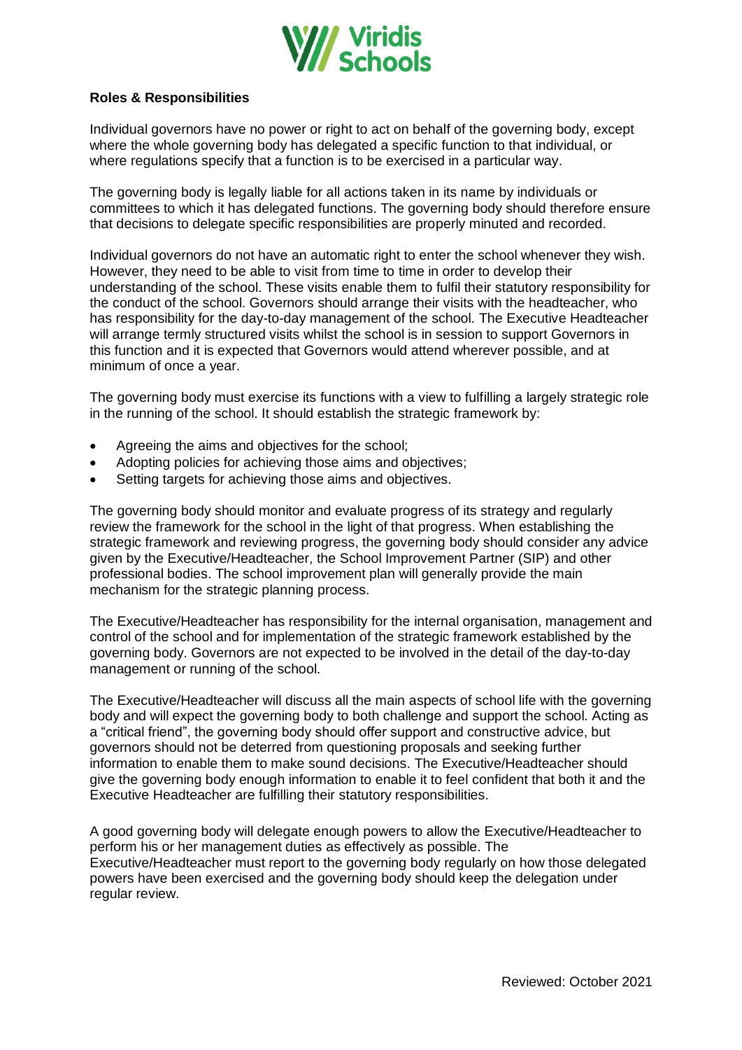**Roles & Responsibilities**

Individual governors have no power or right to act on behalf of the governing body, except where the whole governing body has delegated a specific function to that individual, or where regulations specify that a function is to be exercised in a particular way.

The governing body is legally liable for all actions taken in its name by individuals or committees to which it has delegated functions. The governing body should therefore ensure that decisions to delegate specific responsibilities are properly minuted and recorded.

Individual governors do not have an automatic right to enter the school whenever they wish. However, they need to be able to visit from time to time in order to develop their understanding of the school. These visits enable them to fulfil their statutory responsibility for the conduct of the school. Governors should arrange their visits with the headteacher, who has responsibility for the day-to-day management of the school. The Executive Headteacher will arrange termly structured visits whilst the school is in session to support Governors in this function and it is expected that Governors would attend wherever possible, and at minimum of once a year.

The governing body must exercise its functions with a view to fulfilling a largely strategic role in the running of the school. It should establish the strategic framework by:

- Agreeing the aims and objectives for the school;
- Adopting policies for achieving those aims and objectives;
- Setting targets for achieving those aims and objectives.

The governing body should monitor and evaluate progress of its strategy and regularly review the framework for the school in the light of that progress. When establishing the strategic framework and reviewing progress, the governing body should consider any advice given by the Executive/Headteacher, the School Improvement Partner (SIP) and other professional bodies. The school improvement plan will generally provide the main mechanism for the strategic planning process.

The Executive/Headteacher has responsibility for the internal organisation, management and control of the school and for implementation of the strategic framework established by the governing body. Governors are not expected to be involved in the detail of the day-to-day management or running of the school.

The Executive/Headteacher will discuss all the main aspects of school life with the governing body and will expect the governing body to both challenge and support the school. Acting as a "critical friend", the governing body should offer support and constructive advice, but governors should not be deterred from questioning proposals and seeking further information to enable them to make sound decisions. The Executive/Headteacher should give the governing body enough information to enable it to feel confident that both it and the Executive Headteacher are fulfilling their statutory responsibilities.

A good governing body will delegate enough powers to allow the Executive/Headteacher to perform his or her management duties as effectively as possible. The Executive/Headteacher must report to the governing body regularly on how those delegated powers have been exercised and the governing body should keep the delegation under regular review.

Reviewed: October 2021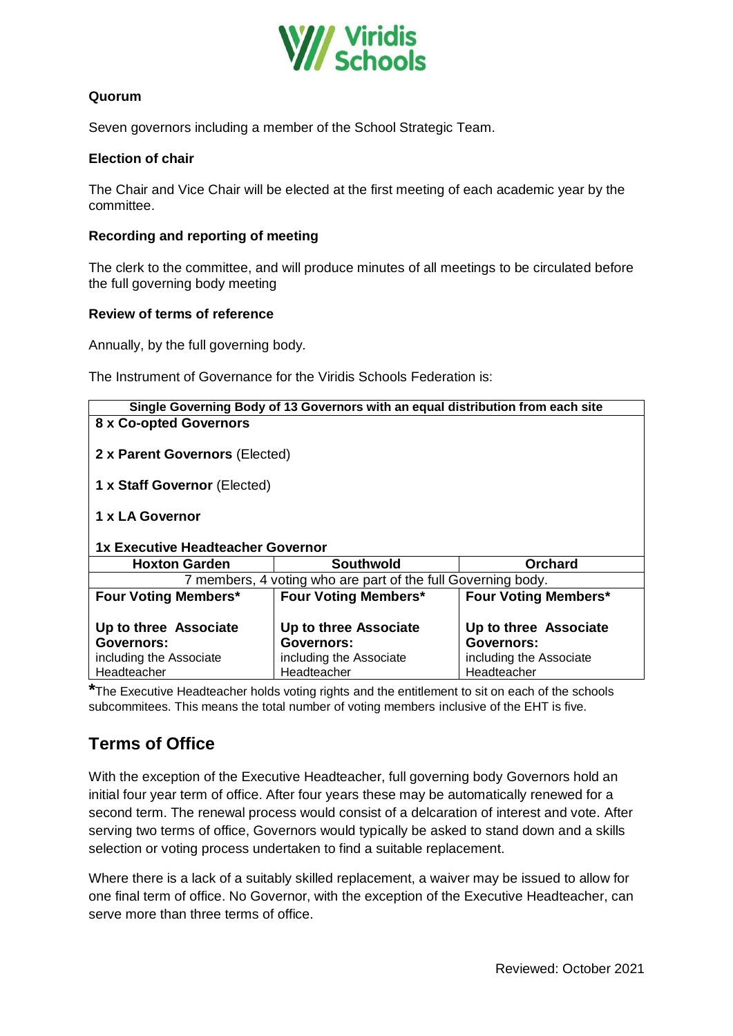**Quorum**

Seven governors including a member of the School Strategic Team.

**Election of chair**

The Chair and Vice Chair will be elected at the first meeting of each academic year by the committee.

**Recording and reporting of meeting**

The clerk to the committee, and will produce minutes of all meetings to be circulated before the full governing body meeting

**Review of terms of reference**

Annually, by the full governing body.

The Instrument of Governance for the Viridis Schools Federation is:

| **Single Governing Body of 13 Governors with an equal distribution from each site** | | |
|---|---|---|
| **8 x Co-opted Governors**<br><br>**2 x Parent Governors** (Elected)<br><br>**1 x Staff Governor** (Elected)<br><br>**1 x LA Governor**<br><br>**1x Executive Headteacher Governor** | | |
| **Hoxton Garden** | **Southwold** | **Orchard** |
| 7 members, 4 voting who are part of the full Governing body. | | |
| **Four Voting Members***<br><br>**Up to three Associate Governors:**<br>including the Associate Headteacher | **Four Voting Members***<br><br>**Up to three Associate Governors:**<br>including the Associate Headteacher | **Four Voting Members***<br><br>**Up to three Associate Governors:**<br>including the Associate Headteacher |

***The Executive Headteacher holds voting rights and the entitlement to sit on each of the schools subcommitees. This means the total number of voting members inclusive of the EHT is five.**

## Terms of Office

With the exception of the Executive Headteacher, full governing body Governors hold an initial four year term of office. After four years these may be automatically renewed for a second term. The renewal process would consist of a delcaration of interest and vote. After serving two terms of office, Governors would typically be asked to stand down and a skills selection or voting process undertaken to find a suitable replacement.

Where there is a lack of a suitably skilled replacement, a waiver may be issued to allow for one final term of office. No Governor, with the exception of the Executive Headteacher, can serve more than three terms of office.

Reviewed: October 2021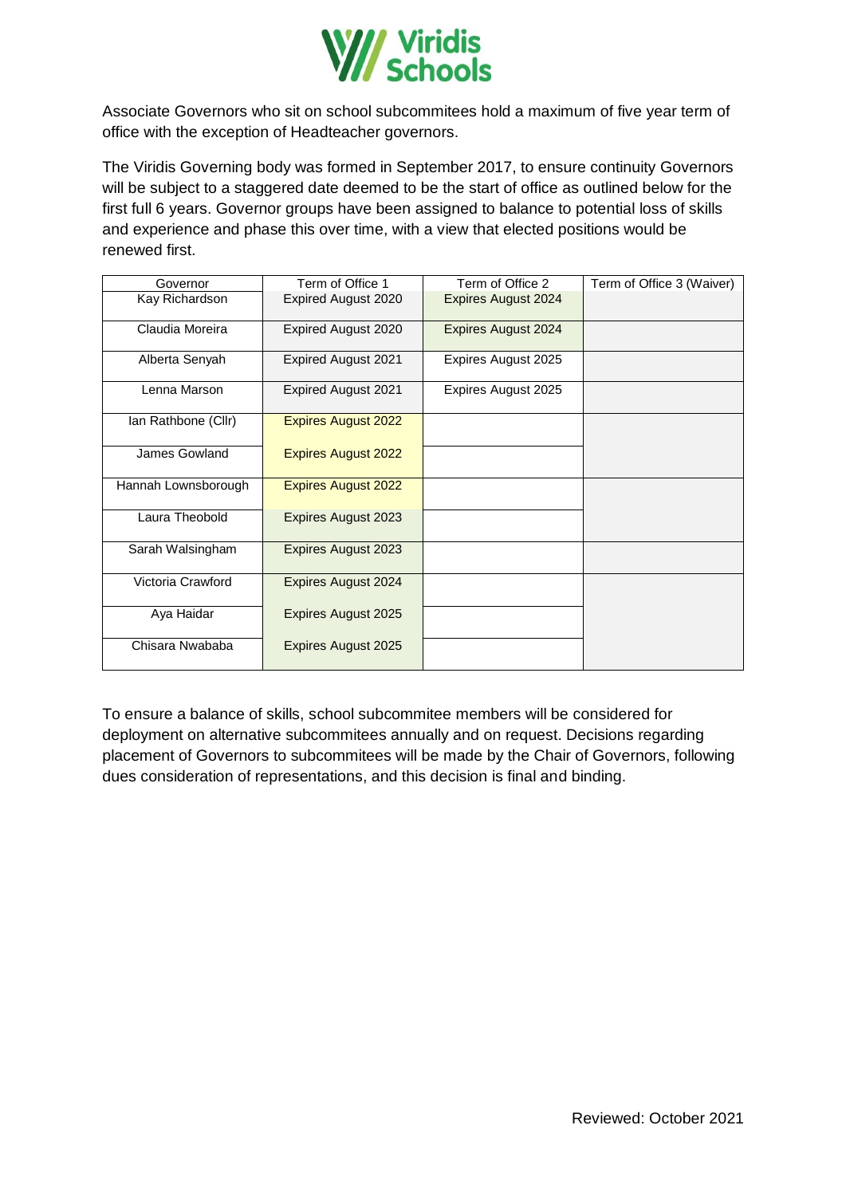Associate Governors who sit on school subcommitees hold a maximum of five year term of office with the exception of Headteacher governors.

The Viridis Governing body was formed in September 2017, to ensure continuity Governors will be subject to a staggered date deemed to be the start of office as outlined below for the first full 6 years. Governor groups have been assigned to balance to potential loss of skills and experience and phase this over time, with a view that elected positions would be renewed first.

| Governor | Term of Office 1 | Term of Office 2 | Term of Office 3 (Waiver) |
|---|---|---|---|
| Kay Richardson | Expired August 2020 | Expires August 2024 | |
| Claudia Moreira | Expired August 2020 | Expires August 2024 | |
| Alberta Senyah | Expired August 2021 | Expires August 2025 | |
| Lenna Marson | Expired August 2021 | Expires August 2025 | |
| Ian Rathbone (Cllr) | Expires August 2022 | | |
| James Gowland | Expires August 2022 | | |
| Hannah Lownsborough | Expires August 2022 | | |
| Laura Theobold | Expires August 2023 | | |
| Sarah Walsingham | Expires August 2023 | | |
| Victoria Crawford | Expires August 2024 | | |
| Aya Haidar | Expires August 2025 | | |
| Chisara Nwababa | Expires August 2025 | | |

To ensure a balance of skills, school subcommitee members will be considered for deployment on alternative subcommitees annually and on request. Decisions regarding placement of Governors to subcommitees will be made by the Chair of Governors, following dues consideration of representations, and this decision is final and binding.

Reviewed: October 2021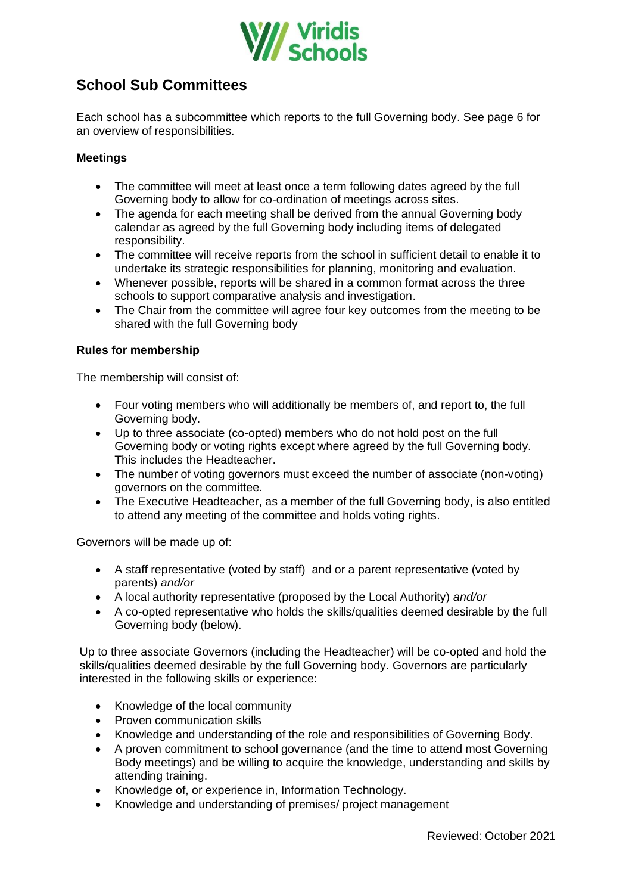## School Sub Committees

Each school has a subcommittee which reports to the full Governing body. See page 6 for an overview of responsibilities.

**Meetings**

- The committee will meet at least once a term following dates agreed by the full Governing body to allow for co-ordination of meetings across sites.
- The agenda for each meeting shall be derived from the annual Governing body calendar as agreed by the full Governing body including items of delegated responsibility.
- The committee will receive reports from the school in sufficient detail to enable it to undertake its strategic responsibilities for planning, monitoring and evaluation.
- Whenever possible, reports will be shared in a common format across the three schools to support comparative analysis and investigation.
- The Chair from the committee will agree four key outcomes from the meeting to be shared with the full Governing body

**Rules for membership**

The membership will consist of:

- Four voting members who will additionally be members of, and report to, the full Governing body.
- Up to three associate (co-opted) members who do not hold post on the full Governing body or voting rights except where agreed by the full Governing body. This includes the Headteacher.
- The number of voting governors must exceed the number of associate (non-voting) governors on the committee.
- The Executive Headteacher, as a member of the full Governing body, is also entitled to attend any meeting of the committee and holds voting rights.

Governors will be made up of:

- A staff representative (voted by staff) and or a parent representative (voted by parents) *and/or*
- A local authority representative (proposed by the Local Authority) *and/or*
- A co-opted representative who holds the skills/qualities deemed desirable by the full Governing body (below).

Up to three associate Governors (including the Headteacher) will be co-opted and hold the skills/qualities deemed desirable by the full Governing body. Governors are particularly interested in the following skills or experience:

- Knowledge of the local community
- Proven communication skills
- Knowledge and understanding of the role and responsibilities of Governing Body.
- A proven commitment to school governance (and the time to attend most Governing Body meetings) and be willing to acquire the knowledge, understanding and skills by attending training.
- Knowledge of, or experience in, Information Technology.
- Knowledge and understanding of premises/ project management

Reviewed: October 2021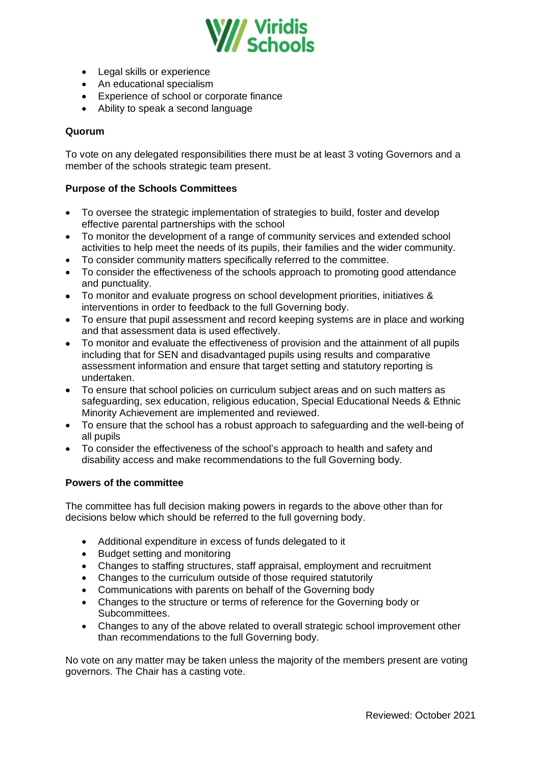- Legal skills or experience
- An educational specialism
- Experience of school or corporate finance
- Ability to speak a second language

**Quorum**

To vote on any delegated responsibilities there must be at least 3 voting Governors and a member of the schools strategic team present.

**Purpose of the Schools Committees**

- To oversee the strategic implementation of strategies to build, foster and develop effective parental partnerships with the school
- To monitor the development of a range of community services and extended school activities to help meet the needs of its pupils, their families and the wider community.
- To consider community matters specifically referred to the committee.
- To consider the effectiveness of the schools approach to promoting good attendance and punctuality.
- To monitor and evaluate progress on school development priorities, initiatives & interventions in order to feedback to the full Governing body.
- To ensure that pupil assessment and record keeping systems are in place and working and that assessment data is used effectively.
- To monitor and evaluate the effectiveness of provision and the attainment of all pupils including that for SEN and disadvantaged pupils using results and comparative assessment information and ensure that target setting and statutory reporting is undertaken.
- To ensure that school policies on curriculum subject areas and on such matters as safeguarding, sex education, religious education, Special Educational Needs & Ethnic Minority Achievement are implemented and reviewed.
- To ensure that the school has a robust approach to safeguarding and the well-being of all pupils
- To consider the effectiveness of the school's approach to health and safety and disability access and make recommendations to the full Governing body.

**Powers of the committee**

The committee has full decision making powers in regards to the above other than for decisions below which should be referred to the full governing body.

- Additional expenditure in excess of funds delegated to it
- Budget setting and monitoring
- Changes to staffing structures, staff appraisal, employment and recruitment
- Changes to the curriculum outside of those required statutorily
- Communications with parents on behalf of the Governing body
- Changes to the structure or terms of reference for the Governing body or Subcommittees.
- Changes to any of the above related to overall strategic school improvement other than recommendations to the full Governing body.

No vote on any matter may be taken unless the majority of the members present are voting governors. The Chair has a casting vote.

Reviewed: October 2021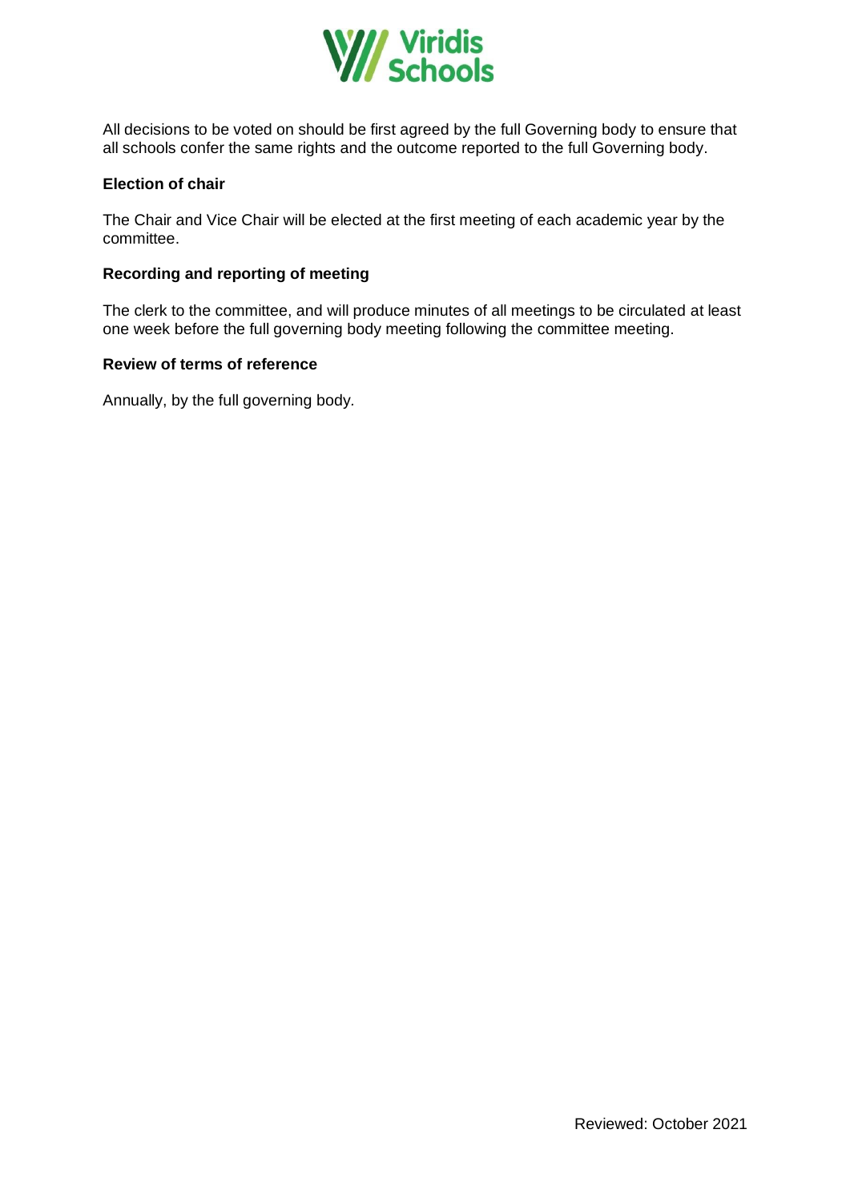All decisions to be voted on should be first agreed by the full Governing body to ensure that all schools confer the same rights and the outcome reported to the full Governing body.

**Election of chair**

The Chair and Vice Chair will be elected at the first meeting of each academic year by the committee.

**Recording and reporting of meeting**

The clerk to the committee, and will produce minutes of all meetings to be circulated at least one week before the full governing body meeting following the committee meeting.

**Review of terms of reference**

Annually, by the full governing body.

Reviewed: October 2021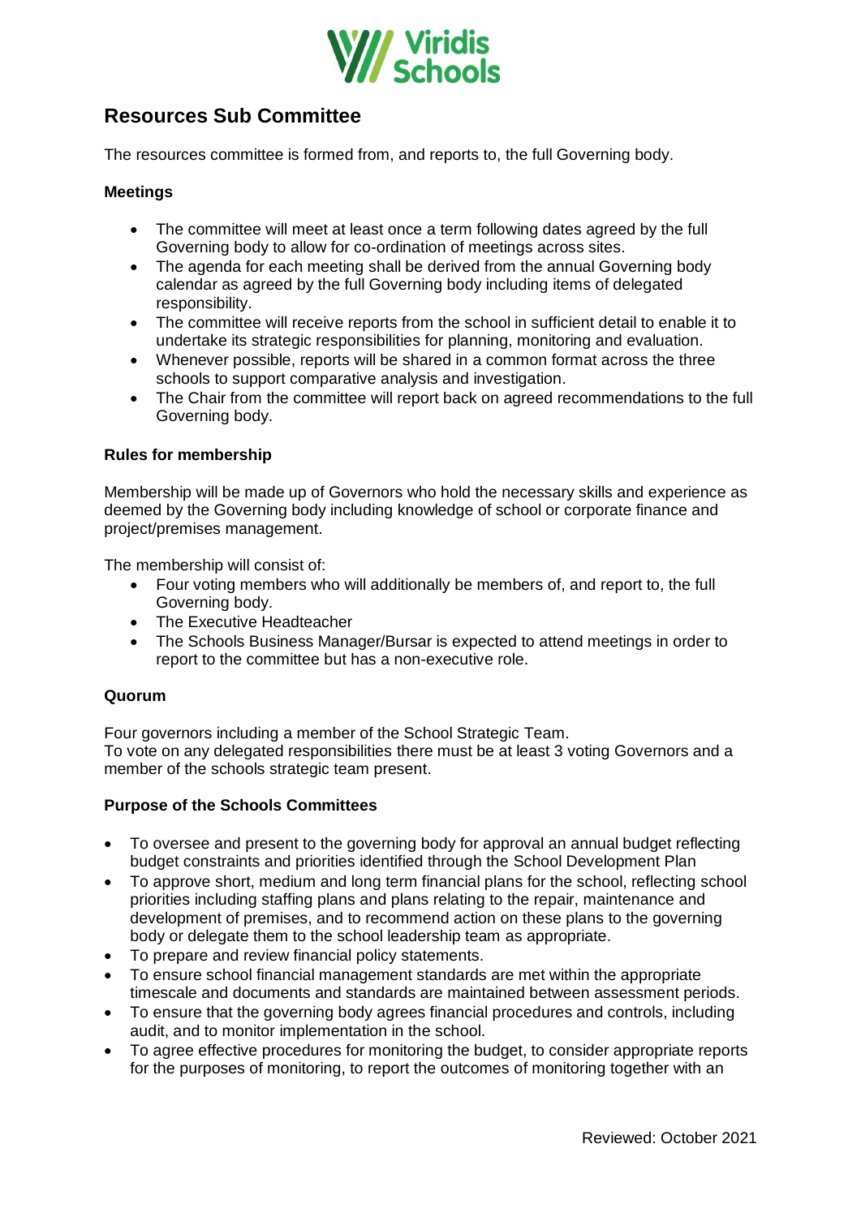## Resources Sub Committee

The resources committee is formed from, and reports to, the full Governing body.

### Meetings

- The committee will meet at least once a term following dates agreed by the full Governing body to allow for co-ordination of meetings across sites.
- The agenda for each meeting shall be derived from the annual Governing body calendar as agreed by the full Governing body including items of delegated responsibility.
- The committee will receive reports from the school in sufficient detail to enable it to undertake its strategic responsibilities for planning, monitoring and evaluation.
- Whenever possible, reports will be shared in a common format across the three schools to support comparative analysis and investigation.
- The Chair from the committee will report back on agreed recommendations to the full Governing body.

### Rules for membership

Membership will be made up of Governors who hold the necessary skills and experience as deemed by the Governing body including knowledge of school or corporate finance and project/premises management.

The membership will consist of:

- Four voting members who will additionally be members of, and report to, the full Governing body.
- The Executive Headteacher
- The Schools Business Manager/Bursar is expected to attend meetings in order to report to the committee but has a non-executive role.

### Quorum

Four governors including a member of the School Strategic Team.
To vote on any delegated responsibilities there must be at least 3 voting Governors and a member of the schools strategic team present.

### Purpose of the Schools Committees

- To oversee and present to the governing body for approval an annual budget reflecting budget constraints and priorities identified through the School Development Plan
- To approve short, medium and long term financial plans for the school, reflecting school priorities including staffing plans and plans relating to the repair, maintenance and development of premises, and to recommend action on these plans to the governing body or delegate them to the school leadership team as appropriate.
- To prepare and review financial policy statements.
- To ensure school financial management standards are met within the appropriate timescale and documents and standards are maintained between assessment periods.
- To ensure that the governing body agrees financial procedures and controls, including audit, and to monitor implementation in the school.
- To agree effective procedures for monitoring the budget, to consider appropriate reports for the purposes of monitoring, to report the outcomes of monitoring together with an

Reviewed: October 2021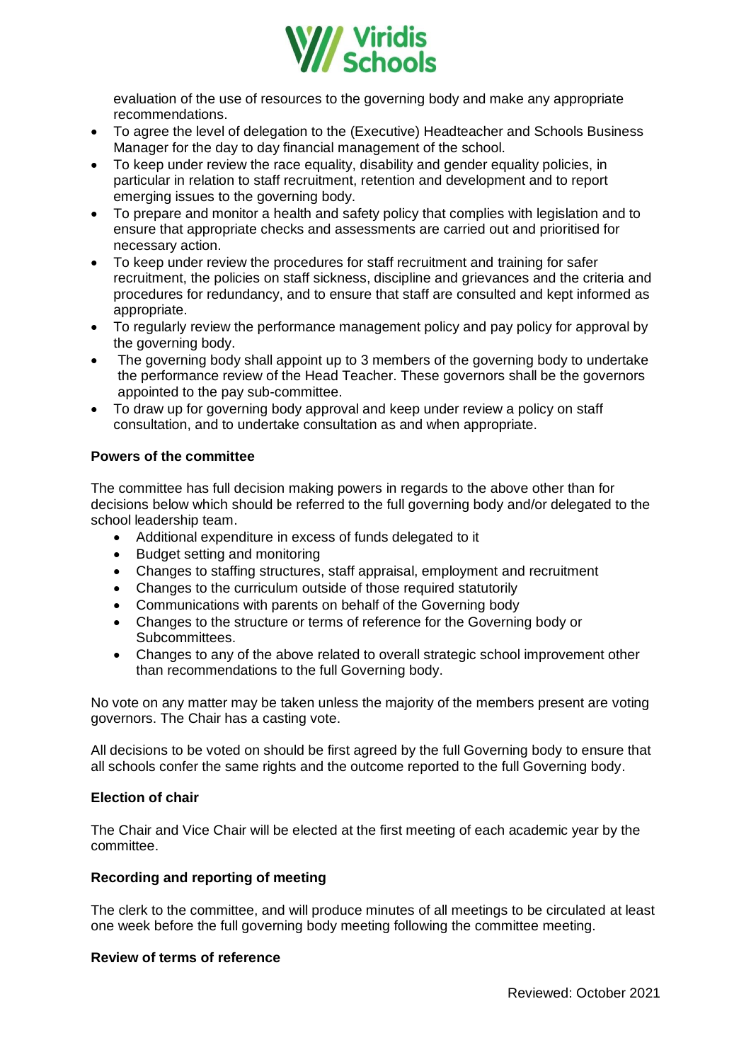evaluation of the use of resources to the governing body and make any appropriate recommendations.

- To agree the level of delegation to the (Executive) Headteacher and Schools Business Manager for the day to day financial management of the school.
- To keep under review the race equality, disability and gender equality policies, in particular in relation to staff recruitment, retention and development and to report emerging issues to the governing body.
- To prepare and monitor a health and safety policy that complies with legislation and to ensure that appropriate checks and assessments are carried out and prioritised for necessary action.
- To keep under review the procedures for staff recruitment and training for safer recruitment, the policies on staff sickness, discipline and grievances and the criteria and procedures for redundancy, and to ensure that staff are consulted and kept informed as appropriate.
- To regularly review the performance management policy and pay policy for approval by the governing body.
- The governing body shall appoint up to 3 members of the governing body to undertake the performance review of the Head Teacher. These governors shall be the governors appointed to the pay sub-committee.
- To draw up for governing body approval and keep under review a policy on staff consultation, and to undertake consultation as and when appropriate.

**Powers of the committee**

The committee has full decision making powers in regards to the above other than for decisions below which should be referred to the full governing body and/or delegated to the school leadership team.

- Additional expenditure in excess of funds delegated to it
- Budget setting and monitoring
- Changes to staffing structures, staff appraisal, employment and recruitment
- Changes to the curriculum outside of those required statutorily
- Communications with parents on behalf of the Governing body
- Changes to the structure or terms of reference for the Governing body or Subcommittees.
- Changes to any of the above related to overall strategic school improvement other than recommendations to the full Governing body.

No vote on any matter may be taken unless the majority of the members present are voting governors. The Chair has a casting vote.

All decisions to be voted on should be first agreed by the full Governing body to ensure that all schools confer the same rights and the outcome reported to the full Governing body.

**Election of chair**

The Chair and Vice Chair will be elected at the first meeting of each academic year by the committee.

**Recording and reporting of meeting**

The clerk to the committee, and will produce minutes of all meetings to be circulated at least one week before the full governing body meeting following the committee meeting.

**Review of terms of reference**

Reviewed: October 2021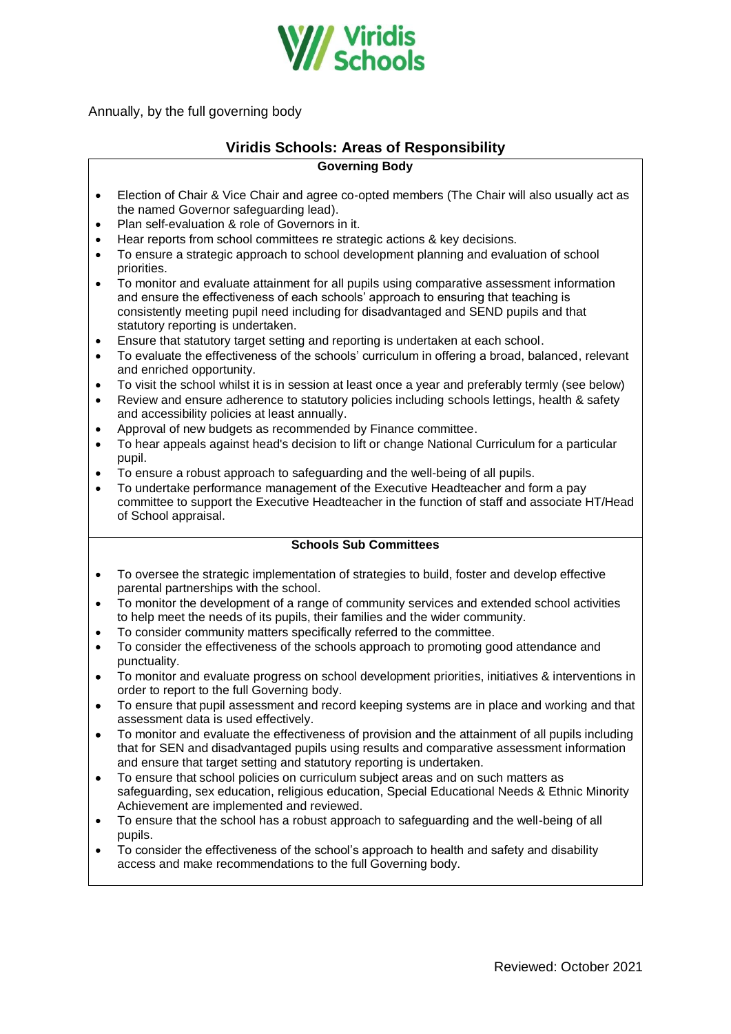Annually, by the full governing body

## Viridis Schools: Areas of Responsibility

### Governing Body

- Election of Chair & Vice Chair and agree co-opted members (The Chair will also usually act as the named Governor safeguarding lead).
- Plan self-evaluation & role of Governors in it.
- Hear reports from school committees re strategic actions & key decisions.
- To ensure a strategic approach to school development planning and evaluation of school priorities.
- To monitor and evaluate attainment for all pupils using comparative assessment information and ensure the effectiveness of each schools' approach to ensuring that teaching is consistently meeting pupil need including for disadvantaged and SEND pupils and that statutory reporting is undertaken.
- Ensure that statutory target setting and reporting is undertaken at each school.
- To evaluate the effectiveness of the schools' curriculum in offering a broad, balanced, relevant and enriched opportunity.
- To visit the school whilst it is in session at least once a year and preferably termly (see below)
- Review and ensure adherence to statutory policies including schools lettings, health & safety and accessibility policies at least annually.
- Approval of new budgets as recommended by Finance committee.
- To hear appeals against head's decision to lift or change National Curriculum for a particular pupil.
- To ensure a robust approach to safeguarding and the well-being of all pupils.
- To undertake performance management of the Executive Headteacher and form a pay committee to support the Executive Headteacher in the function of staff and associate HT/Head of School appraisal.

### Schools Sub Committees

- To oversee the strategic implementation of strategies to build, foster and develop effective parental partnerships with the school.
- To monitor the development of a range of community services and extended school activities to help meet the needs of its pupils, their families and the wider community.
- To consider community matters specifically referred to the committee.
- To consider the effectiveness of the schools approach to promoting good attendance and punctuality.
- To monitor and evaluate progress on school development priorities, initiatives & interventions in order to report to the full Governing body.
- To ensure that pupil assessment and record keeping systems are in place and working and that assessment data is used effectively.
- To monitor and evaluate the effectiveness of provision and the attainment of all pupils including that for SEN and disadvantaged pupils using results and comparative assessment information and ensure that target setting and statutory reporting is undertaken.
- To ensure that school policies on curriculum subject areas and on such matters as safeguarding, sex education, religious education, Special Educational Needs & Ethnic Minority Achievement are implemented and reviewed.
- To ensure that the school has a robust approach to safeguarding and the well-being of all pupils.
- To consider the effectiveness of the school's approach to health and safety and disability access and make recommendations to the full Governing body.

Reviewed: October 2021